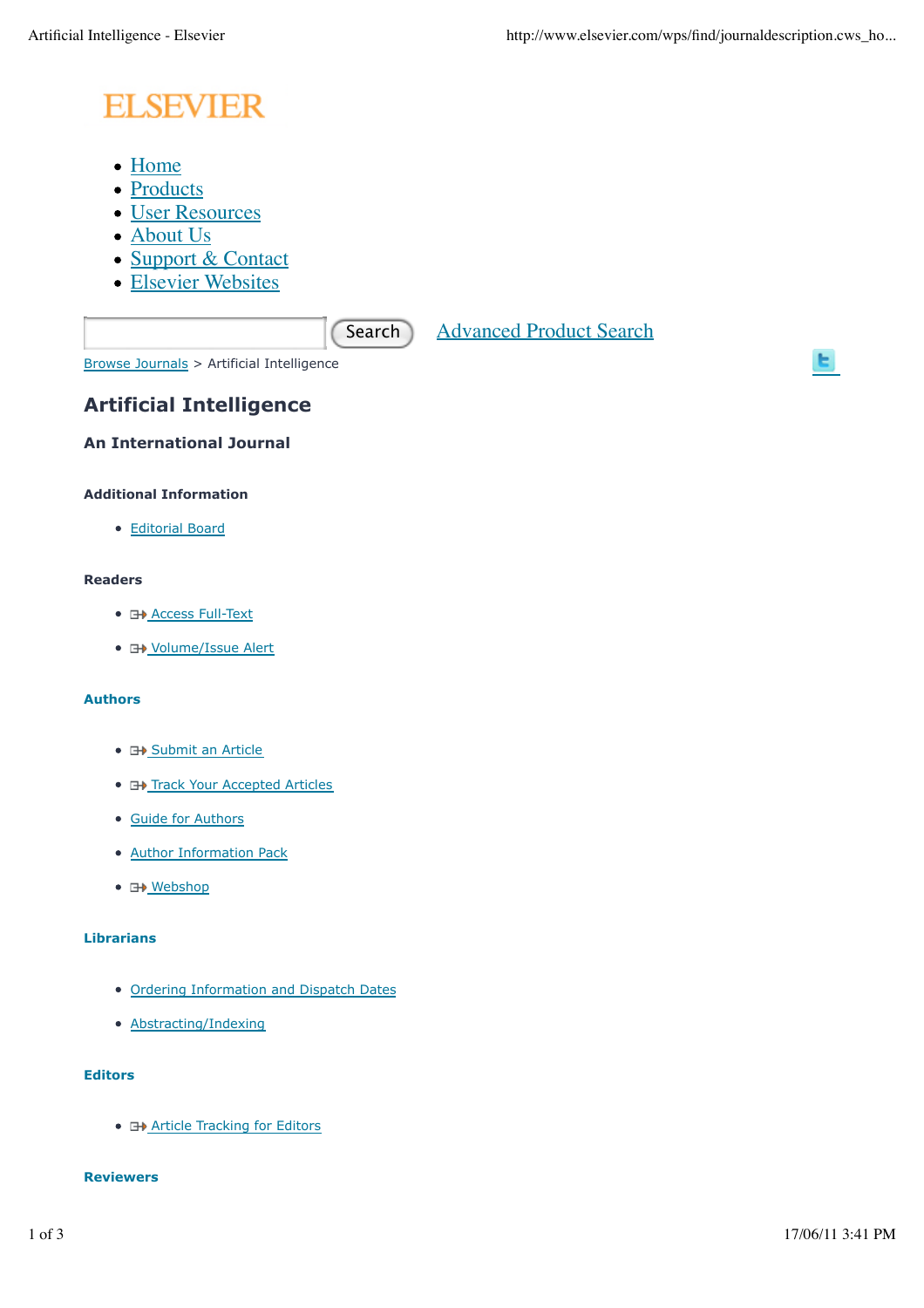ELSEVIER

- Home
- Products
- User Resources
- About Us
- Support & Contact
- Elsevier Websites

Search Advanced Product Search

Browse Journals > Artificial Intelligence

# Artificial Intelligence

## An International Journal

### Additional Information

- Editorial Board

### Readers

- Access Full-Text
- Volume/Issue Alert

### Authors

- Submit an Article
- Track Your Accepted Articles
- Guide for Authors
- Author Information Pack
- Webshop

### Librarians

- Ordering Information and Dispatch Dates
- Abstracting/Indexing

### Editors

- Article Tracking for Editors

### Reviewers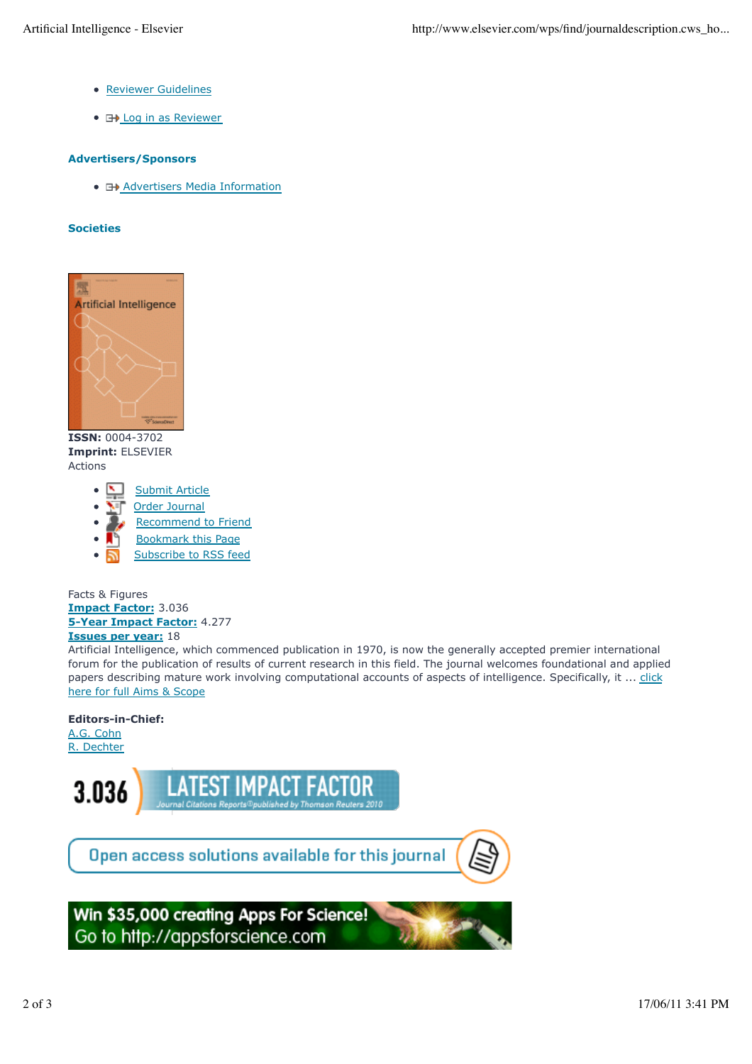- Reviewer Guidelines
- Log in as Reviewer

### Advertisers/Sponsors

- Advertisers Media Information

### Societies

**ISSN:** 0004-3702
**Imprint:** ELSEVIER
Actions

- Submit Article
- Order Journal
- Recommend to Friend
- Bookmark this Page
- Subscribe to RSS feed

Facts & Figures
**Impact Factor:** 3.036
**5-Year Impact Factor:** 4.277
**Issues per year:** 18
Artificial Intelligence, which commenced publication in 1970, is now the generally accepted premier international forum for the publication of results of current research in this field. The journal welcomes foundational and applied papers describing mature work involving computational accounts of aspects of intelligence. Specifically, it ... click here for full Aims & Scope

**Editors-in-Chief:**
A.G. Cohn
R. Dechter

3.036 LATEST IMPACT FACTOR
Journal Citations Reports® published by Thomson Reuters 2010

Open access solutions available for this journal

Win $35,000 creating Apps For Science!
Go to http://appsforscience.com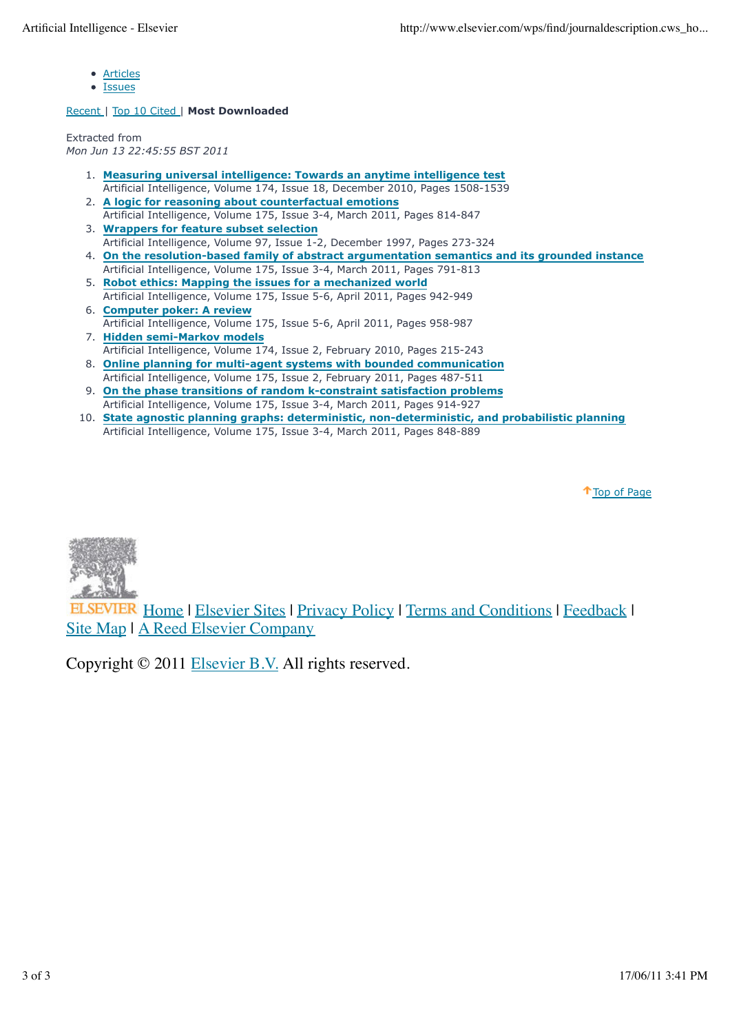- Articles
- Issues

Recent | Top 10 Cited | **Most Downloaded**

Extracted from
*Mon Jun 13 22:45:55 BST 2011*

1. **Measuring universal intelligence: Towards an anytime intelligence test**
   Artificial Intelligence, Volume 174, Issue 18, December 2010, Pages 1508-1539
2. **A logic for reasoning about counterfactual emotions**
   Artificial Intelligence, Volume 175, Issue 3-4, March 2011, Pages 814-847
3. **Wrappers for feature subset selection**
   Artificial Intelligence, Volume 97, Issue 1-2, December 1997, Pages 273-324
4. **On the resolution-based family of abstract argumentation semantics and its grounded instance**
   Artificial Intelligence, Volume 175, Issue 3-4, March 2011, Pages 791-813
5. **Robot ethics: Mapping the issues for a mechanized world**
   Artificial Intelligence, Volume 175, Issue 5-6, April 2011, Pages 942-949
6. **Computer poker: A review**
   Artificial Intelligence, Volume 175, Issue 5-6, April 2011, Pages 958-987
7. **Hidden semi-Markov models**
   Artificial Intelligence, Volume 174, Issue 2, February 2010, Pages 215-243
8. **Online planning for multi-agent systems with bounded communication**
   Artificial Intelligence, Volume 175, Issue 2, February 2011, Pages 487-511
9. **On the phase transitions of random k-constraint satisfaction problems**
   Artificial Intelligence, Volume 175, Issue 3-4, March 2011, Pages 914-927
10. **State agnostic planning graphs: deterministic, non-deterministic, and probabilistic planning**
    Artificial Intelligence, Volume 175, Issue 3-4, March 2011, Pages 848-889

Top of Page

ELSEVIER Home | Elsevier Sites | Privacy Policy | Terms and Conditions | Feedback | Site Map | A Reed Elsevier Company

Copyright © 2011 Elsevier B.V. All rights reserved.